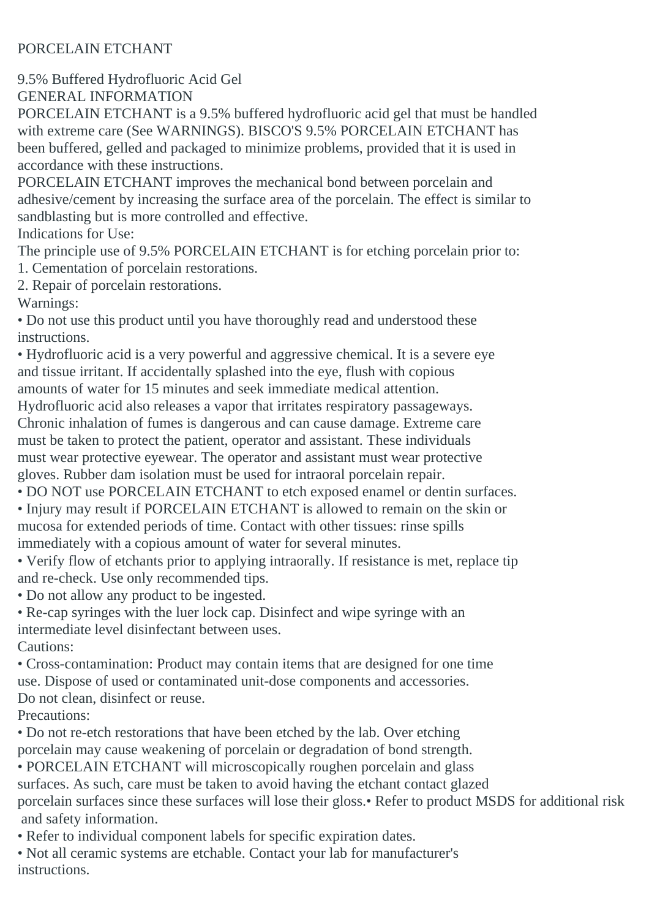# PORCELAIN ETCHANT

9.5% Buffered Hydrofluoric Acid Gel

## GENERAL INFORMATION

PORCELAIN ETCHANT is a 9.5% buffered hydrofluoric acid gel that must be handled with extreme care (See WARNINGS). BISCO'S 9.5% PORCELAIN ETCHANT has been buffered, gelled and packaged to minimize problems, provided that it is used in accordance with these instructions.

PORCELAIN ETCHANT improves the mechanical bond between porcelain and adhesive/cement by increasing the surface area of the porcelain. The effect is similar to sandblasting but is more controlled and effective.

## Indications for Use:

The principle use of 9.5% PORCELAIN ETCHANT is for etching porcelain prior to:

1. Cementation of porcelain restorations.
2. Repair of porcelain restorations.

## Warnings:

- Do not use this product until you have thoroughly read and understood these instructions.
- Hydrofluoric acid is a very powerful and aggressive chemical. It is a severe eye and tissue irritant. If accidentally splashed into the eye, flush with copious amounts of water for 15 minutes and seek immediate medical attention. Hydrofluoric acid also releases a vapor that irritates respiratory passageways. Chronic inhalation of fumes is dangerous and can cause damage. Extreme care must be taken to protect the patient, operator and assistant. These individuals must wear protective eyewear. The operator and assistant must wear protective gloves. Rubber dam isolation must be used for intraoral porcelain repair.
- DO NOT use PORCELAIN ETCHANT to etch exposed enamel or dentin surfaces.
- Injury may result if PORCELAIN ETCHANT is allowed to remain on the skin or mucosa for extended periods of time. Contact with other tissues: rinse spills immediately with a copious amount of water for several minutes.
- Verify flow of etchants prior to applying intraorally. If resistance is met, replace tip and re-check. Use only recommended tips.
- Do not allow any product to be ingested.
- Re-cap syringes with the luer lock cap. Disinfect and wipe syringe with an intermediate level disinfectant between uses.

## Cautions:

- Cross-contamination: Product may contain items that are designed for one time use. Dispose of used or contaminated unit-dose components and accessories. Do not clean, disinfect or reuse.

## Precautions:

- Do not re-etch restorations that have been etched by the lab. Over etching porcelain may cause weakening of porcelain or degradation of bond strength.
- PORCELAIN ETCHANT will microscopically roughen porcelain and glass surfaces. As such, care must be taken to avoid having the etchant contact glazed porcelain surfaces since these surfaces will lose their gloss.
- Refer to product MSDS for additional risk and safety information.
- Refer to individual component labels for specific expiration dates.
- Not all ceramic systems are etchable. Contact your lab for manufacturer's instructions.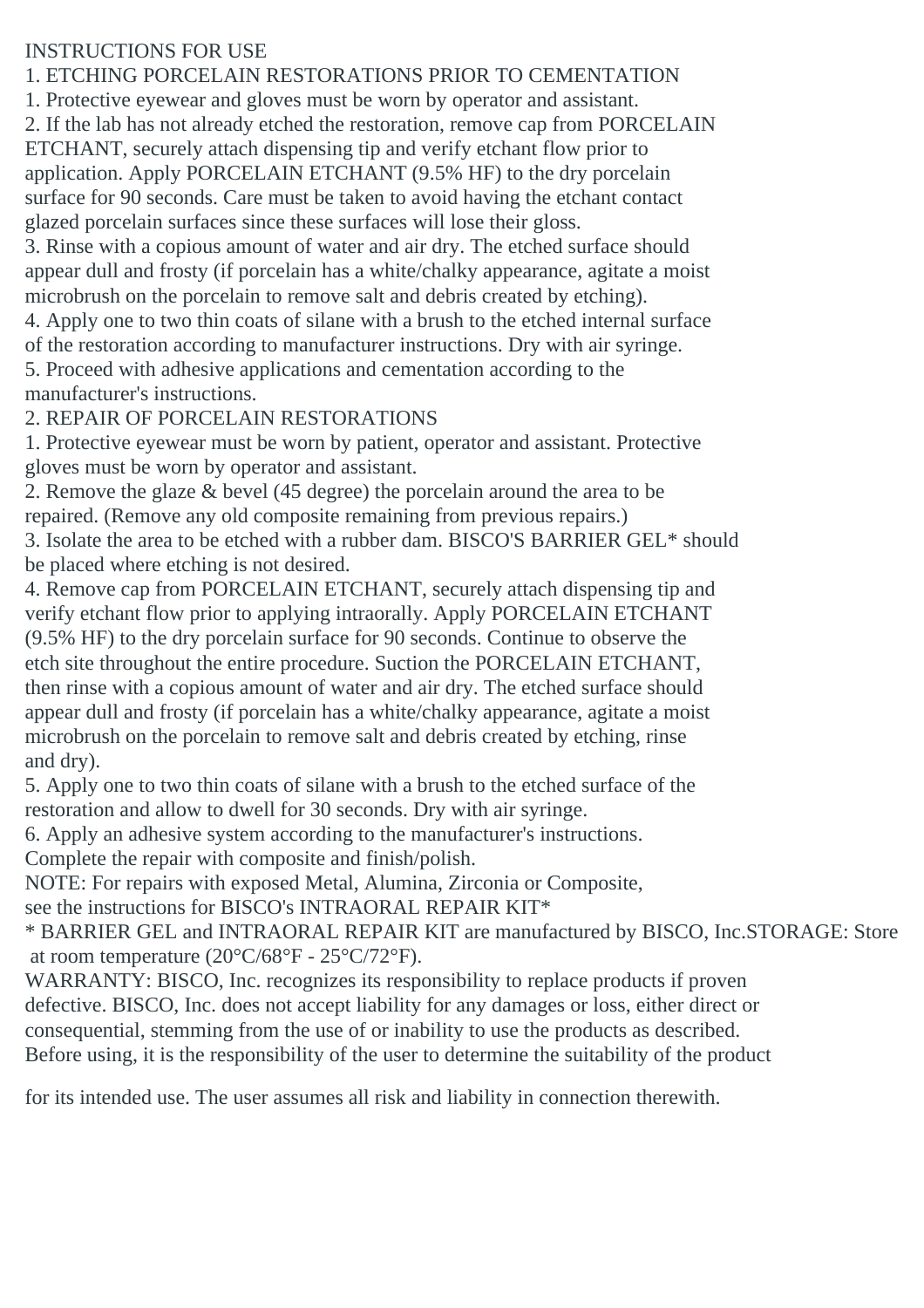# INSTRUCTIONS FOR USE

## 1. ETCHING PORCELAIN RESTORATIONS PRIOR TO CEMENTATION

1. Protective eyewear and gloves must be worn by operator and assistant.
2. If the lab has not already etched the restoration, remove cap from PORCELAIN ETCHANT, securely attach dispensing tip and verify etchant flow prior to application. Apply PORCELAIN ETCHANT (9.5% HF) to the dry porcelain surface for 90 seconds. Care must be taken to avoid having the etchant contact glazed porcelain surfaces since these surfaces will lose their gloss.
3. Rinse with a copious amount of water and air dry. The etched surface should appear dull and frosty (if porcelain has a white/chalky appearance, agitate a moist microbrush on the porcelain to remove salt and debris created by etching).
4. Apply one to two thin coats of silane with a brush to the etched internal surface of the restoration according to manufacturer instructions. Dry with air syringe.
5. Proceed with adhesive applications and cementation according to the manufacturer's instructions.

## 2. REPAIR OF PORCELAIN RESTORATIONS

1. Protective eyewear must be worn by patient, operator and assistant. Protective gloves must be worn by operator and assistant.
2. Remove the glaze & bevel (45 degree) the porcelain around the area to be repaired. (Remove any old composite remaining from previous repairs.)
3. Isolate the area to be etched with a rubber dam. BISCO'S BARRIER GEL* should be placed where etching is not desired.
4. Remove cap from PORCELAIN ETCHANT, securely attach dispensing tip and verify etchant flow prior to applying intraorally. Apply PORCELAIN ETCHANT (9.5% HF) to the dry porcelain surface for 90 seconds. Continue to observe the etch site throughout the entire procedure. Suction the PORCELAIN ETCHANT, then rinse with a copious amount of water and air dry. The etched surface should appear dull and frosty (if porcelain has a white/chalky appearance, agitate a moist microbrush on the porcelain to remove salt and debris created by etching, rinse and dry).
5. Apply one to two thin coats of silane with a brush to the etched surface of the restoration and allow to dwell for 30 seconds. Dry with air syringe.
6. Apply an adhesive system according to the manufacturer's instructions. Complete the repair with composite and finish/polish.

NOTE: For repairs with exposed Metal, Alumina, Zirconia or Composite, see the instructions for BISCO's INTRAORAL REPAIR KIT*

* BARRIER GEL and INTRAORAL REPAIR KIT are manufactured by BISCO, Inc.

STORAGE: Store at room temperature (20°C/68°F - 25°C/72°F).

WARRANTY: BISCO, Inc. recognizes its responsibility to replace products if proven defective. BISCO, Inc. does not accept liability for any damages or loss, either direct or consequential, stemming from the use of or inability to use the products as described. Before using, it is the responsibility of the user to determine the suitability of the product for its intended use. The user assumes all risk and liability in connection therewith.